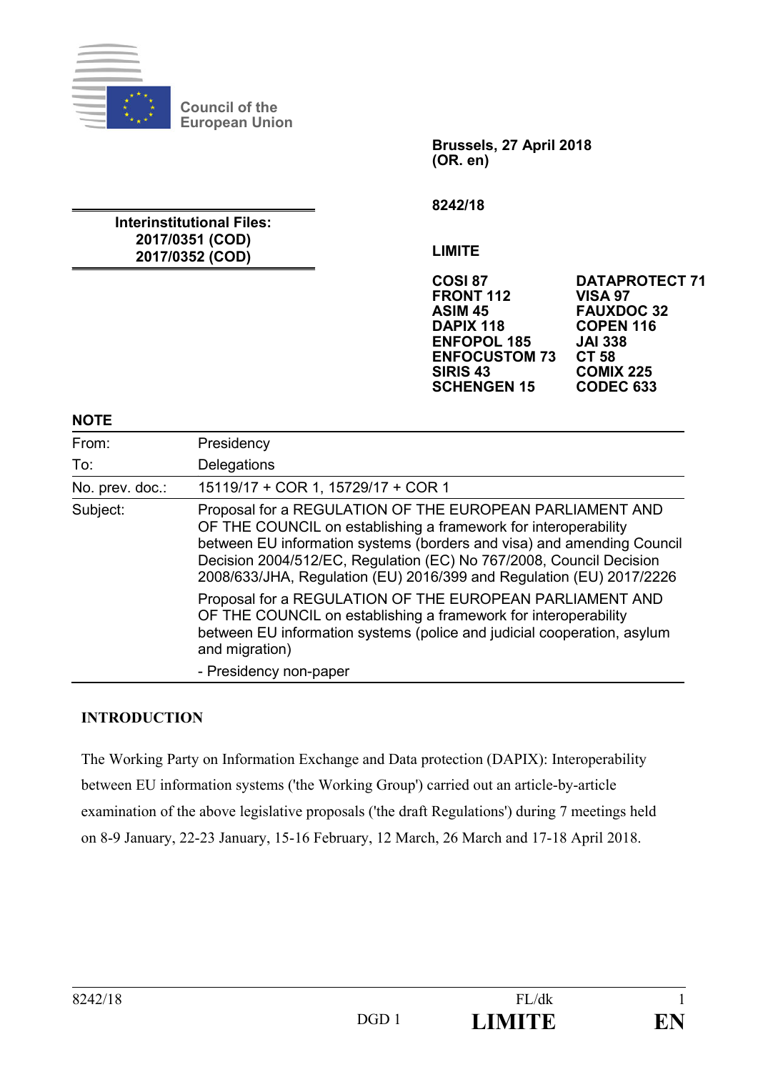Council of the European Union

**Brussels, 27 April 2018**
**(OR. en)**

**8242/18**

**Interinstitutional Files:**
**2017/0351 (COD)**
**2017/0352 (COD)**

**LIMITE**

**COSI 87**
**FRONT 112**
**ASIM 45**
**DAPIX 118**
**ENFOPOL 185**
**ENFOCUSTOM 73**
**SIRIS 43**
**SCHENGEN 15**
**DATAPROTECT 71**
**VISA 97**
**FAUXDOC 32**
**COPEN 116**
**JAI 338**
**CT 58**
**COMIX 225**
**CODEC 633**

**NOTE**

| | |
|---|---|
| From: | Presidency |
| To: | Delegations |
| No. prev. doc.: | 15119/17 + COR 1, 15729/17 + COR 1 |
| Subject: | Proposal for a REGULATION OF THE EUROPEAN PARLIAMENT AND OF THE COUNCIL on establishing a framework for interoperability between EU information systems (borders and visa) and amending Council Decision 2004/512/EC, Regulation (EC) No 767/2008, Council Decision 2008/633/JHA, Regulation (EU) 2016/399 and Regulation (EU) 2017/2226<br><br>Proposal for a REGULATION OF THE EUROPEAN PARLIAMENT AND OF THE COUNCIL on establishing a framework for interoperability between EU information systems (police and judicial cooperation, asylum and migration)<br><br>- Presidency non-paper |

## INTRODUCTION

The Working Party on Information Exchange and Data protection (DAPIX): Interoperability between EU information systems ('the Working Group') carried out an article-by-article examination of the above legislative proposals ('the draft Regulations') during 7 meetings held on 8-9 January, 22-23 January, 15-16 February, 12 March, 26 March and 17-18 April 2018.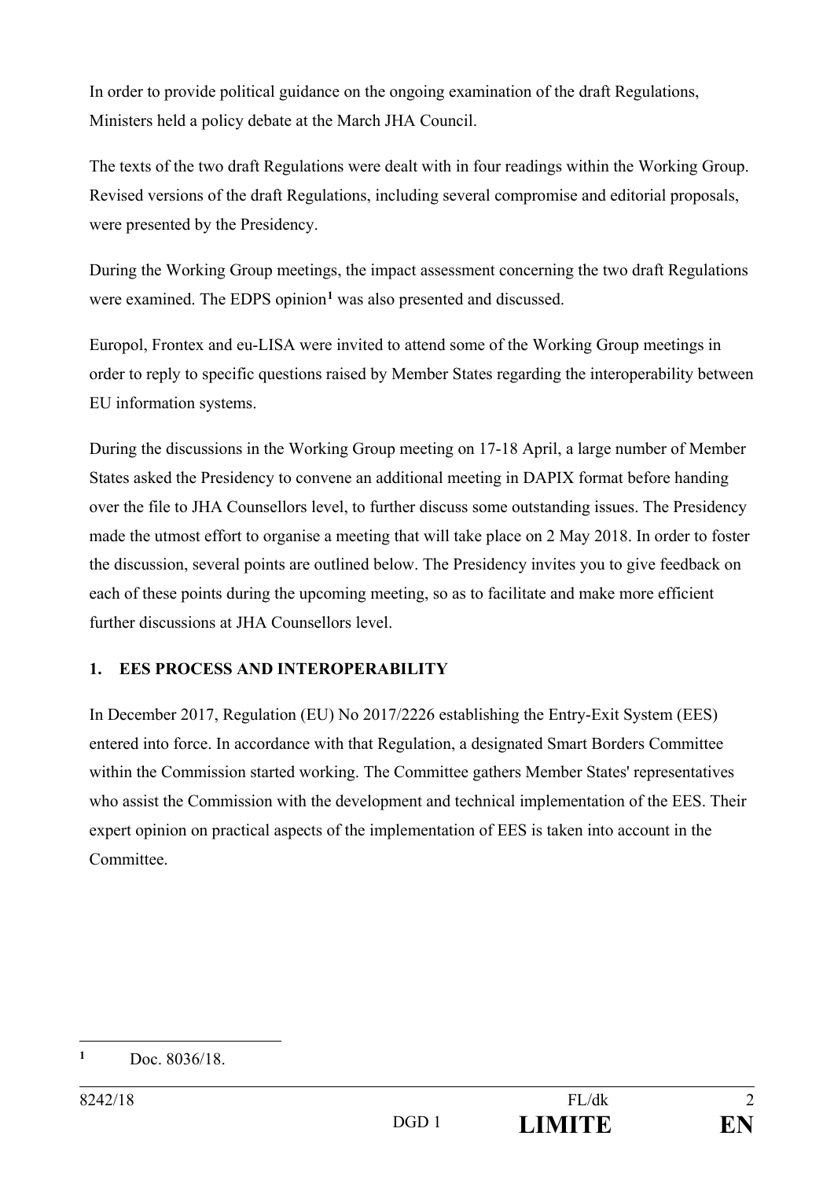In order to provide political guidance on the ongoing examination of the draft Regulations, Ministers held a policy debate at the March JHA Council.

The texts of the two draft Regulations were dealt with in four readings within the Working Group. Revised versions of the draft Regulations, including several compromise and editorial proposals, were presented by the Presidency.

During the Working Group meetings, the impact assessment concerning the two draft Regulations were examined. The EDPS opinion[1] was also presented and discussed.

Europol, Frontex and eu-LISA were invited to attend some of the Working Group meetings in order to reply to specific questions raised by Member States regarding the interoperability between EU information systems.

During the discussions in the Working Group meeting on 17-18 April, a large number of Member States asked the Presidency to convene an additional meeting in DAPIX format before handing over the file to JHA Counsellors level, to further discuss some outstanding issues. The Presidency made the utmost effort to organise a meeting that will take place on 2 May 2018. In order to foster the discussion, several points are outlined below. The Presidency invites you to give feedback on each of these points during the upcoming meeting, so as to facilitate and make more efficient further discussions at JHA Counsellors level.

## 1. EES PROCESS AND INTEROPERABILITY

In December 2017, Regulation (EU) No 2017/2226 establishing the Entry-Exit System (EES) entered into force. In accordance with that Regulation, a designated Smart Borders Committee within the Commission started working. The Committee gathers Member States' representatives who assist the Commission with the development and technical implementation of the EES. Their expert opinion on practical aspects of the implementation of EES is taken into account in the Committee.

---

[1] Doc. 8036/18.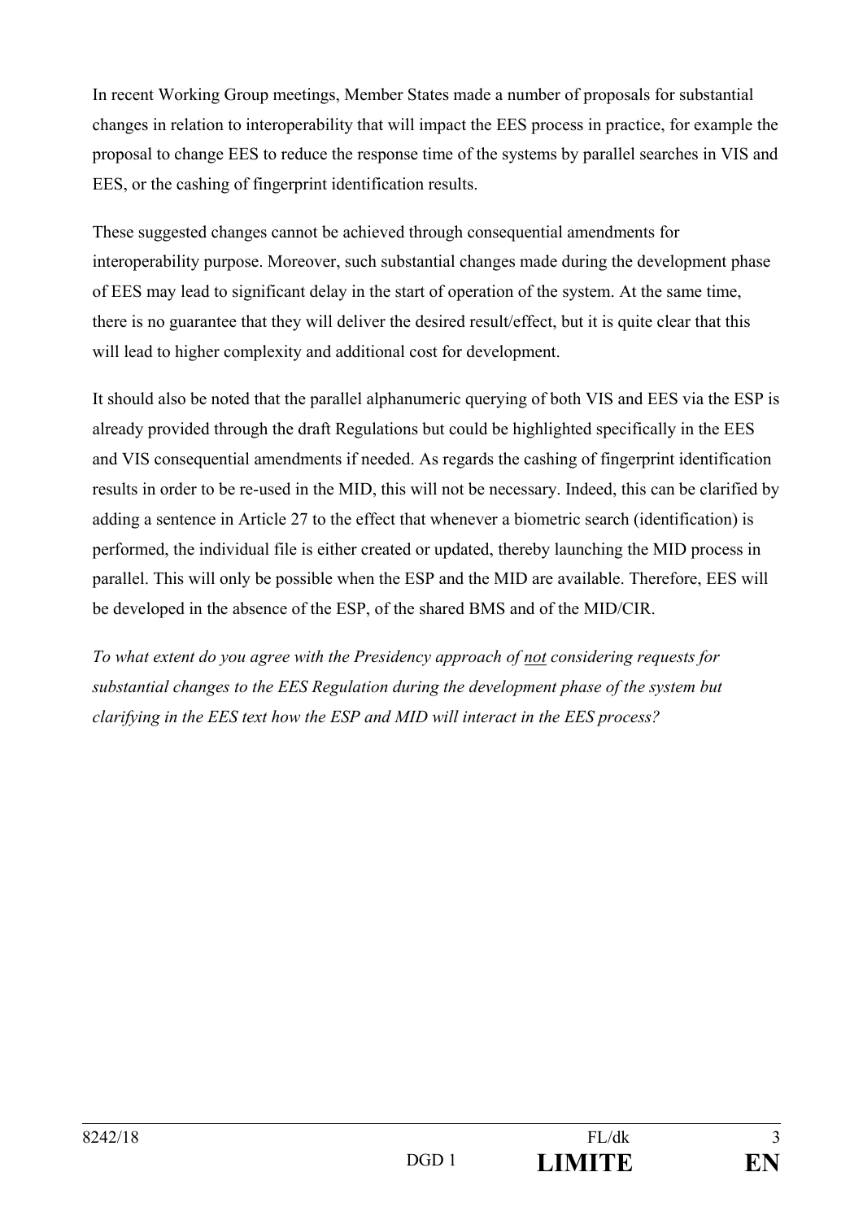In recent Working Group meetings, Member States made a number of proposals for substantial changes in relation to interoperability that will impact the EES process in practice, for example the proposal to change EES to reduce the response time of the systems by parallel searches in VIS and EES, or the cashing of fingerprint identification results.

These suggested changes cannot be achieved through consequential amendments for interoperability purpose. Moreover, such substantial changes made during the development phase of EES may lead to significant delay in the start of operation of the system. At the same time, there is no guarantee that they will deliver the desired result/effect, but it is quite clear that this will lead to higher complexity and additional cost for development.

It should also be noted that the parallel alphanumeric querying of both VIS and EES via the ESP is already provided through the draft Regulations but could be highlighted specifically in the EES and VIS consequential amendments if needed. As regards the cashing of fingerprint identification results in order to be re-used in the MID, this will not be necessary. Indeed, this can be clarified by adding a sentence in Article 27 to the effect that whenever a biometric search (identification) is performed, the individual file is either created or updated, thereby launching the MID process in parallel. This will only be possible when the ESP and the MID are available. Therefore, EES will be developed in the absence of the ESP, of the shared BMS and of the MID/CIR.

*To what extent do you agree with the Presidency approach of <u>not</u> considering requests for substantial changes to the EES Regulation during the development phase of the system but clarifying in the EES text how the ESP and MID will interact in the EES process?*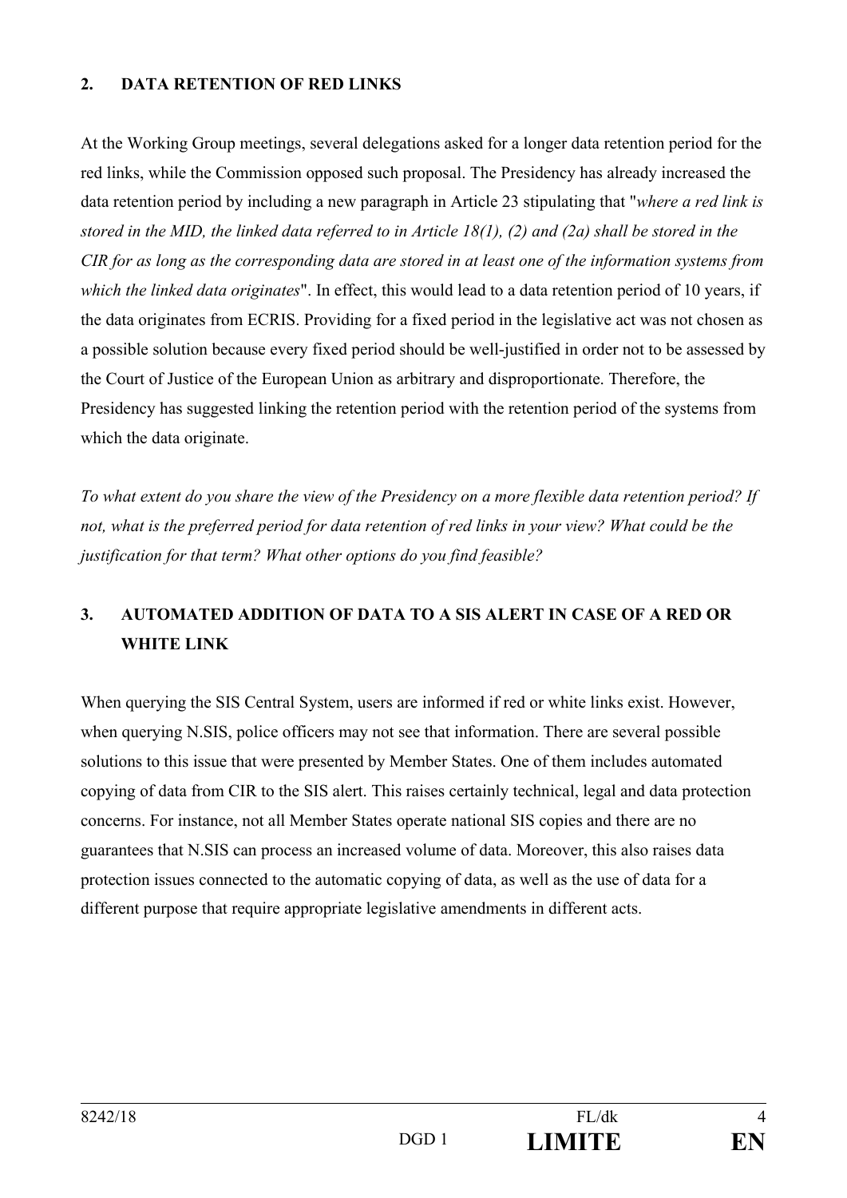## 2. DATA RETENTION OF RED LINKS

At the Working Group meetings, several delegations asked for a longer data retention period for the red links, while the Commission opposed such proposal. The Presidency has already increased the data retention period by including a new paragraph in Article 23 stipulating that "*where a red link is stored in the MID, the linked data referred to in Article 18(1), (2) and (2a) shall be stored in the CIR for as long as the corresponding data are stored in at least one of the information systems from which the linked data originates*". In effect, this would lead to a data retention period of 10 years, if the data originates from ECRIS. Providing for a fixed period in the legislative act was not chosen as a possible solution because every fixed period should be well-justified in order not to be assessed by the Court of Justice of the European Union as arbitrary and disproportionate. Therefore, the Presidency has suggested linking the retention period with the retention period of the systems from which the data originate.

*To what extent do you share the view of the Presidency on a more flexible data retention period? If not, what is the preferred period for data retention of red links in your view? What could be the justification for that term? What other options do you find feasible?*

## 3. AUTOMATED ADDITION OF DATA TO A SIS ALERT IN CASE OF A RED OR WHITE LINK

When querying the SIS Central System, users are informed if red or white links exist. However, when querying N.SIS, police officers may not see that information. There are several possible solutions to this issue that were presented by Member States. One of them includes automated copying of data from CIR to the SIS alert. This raises certainly technical, legal and data protection concerns. For instance, not all Member States operate national SIS copies and there are no guarantees that N.SIS can process an increased volume of data. Moreover, this also raises data protection issues connected to the automatic copying of data, as well as the use of data for a different purpose that require appropriate legislative amendments in different acts.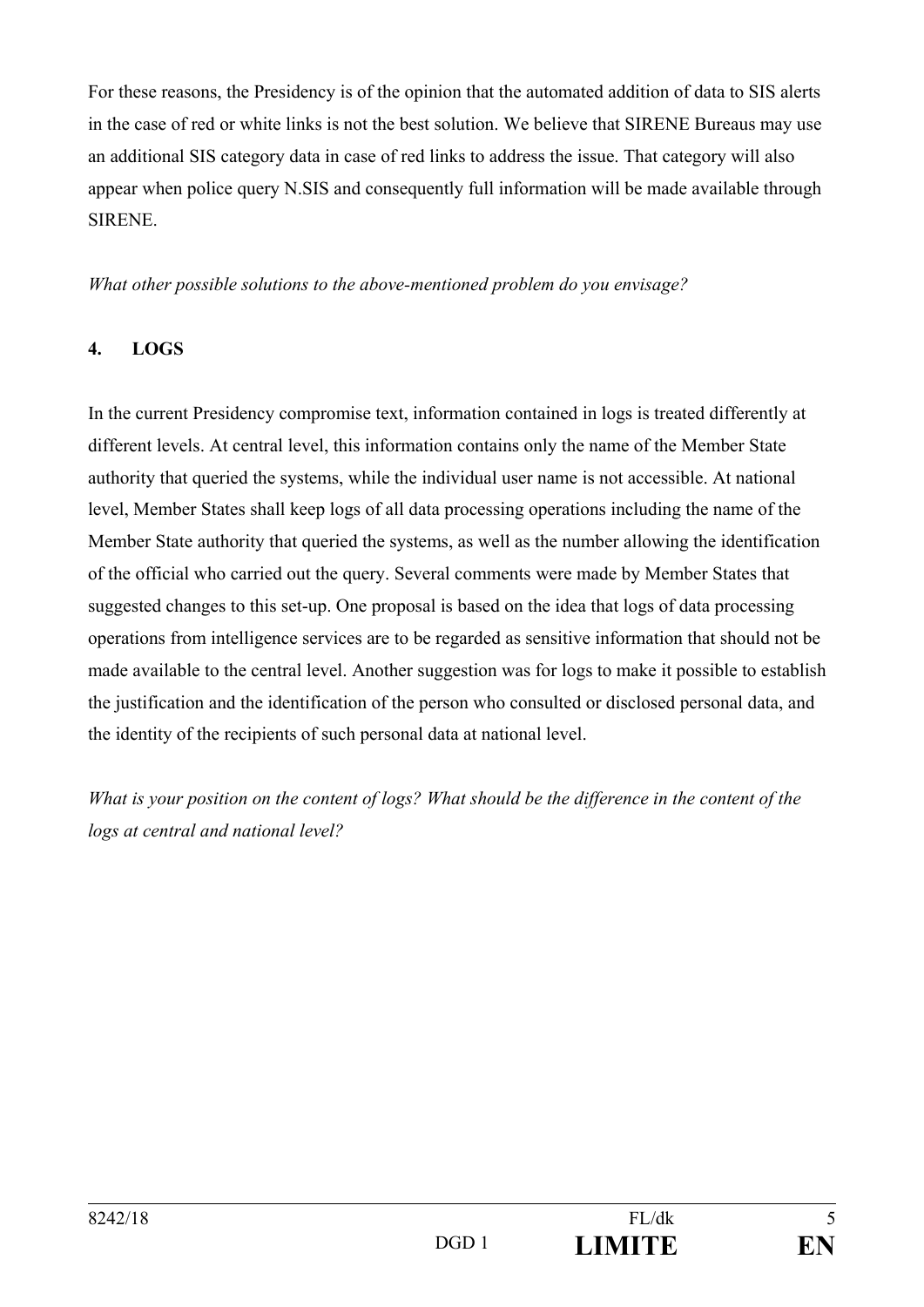For these reasons, the Presidency is of the opinion that the automated addition of data to SIS alerts in the case of red or white links is not the best solution. We believe that SIRENE Bureaus may use an additional SIS category data in case of red links to address the issue. That category will also appear when police query N.SIS and consequently full information will be made available through SIRENE.

*What other possible solutions to the above-mentioned problem do you envisage?*

## 4. LOGS

In the current Presidency compromise text, information contained in logs is treated differently at different levels. At central level, this information contains only the name of the Member State authority that queried the systems, while the individual user name is not accessible. At national level, Member States shall keep logs of all data processing operations including the name of the Member State authority that queried the systems, as well as the number allowing the identification of the official who carried out the query. Several comments were made by Member States that suggested changes to this set-up. One proposal is based on the idea that logs of data processing operations from intelligence services are to be regarded as sensitive information that should not be made available to the central level. Another suggestion was for logs to make it possible to establish the justification and the identification of the person who consulted or disclosed personal data, and the identity of the recipients of such personal data at national level.

*What is your position on the content of logs? What should be the difference in the content of the logs at central and national level?*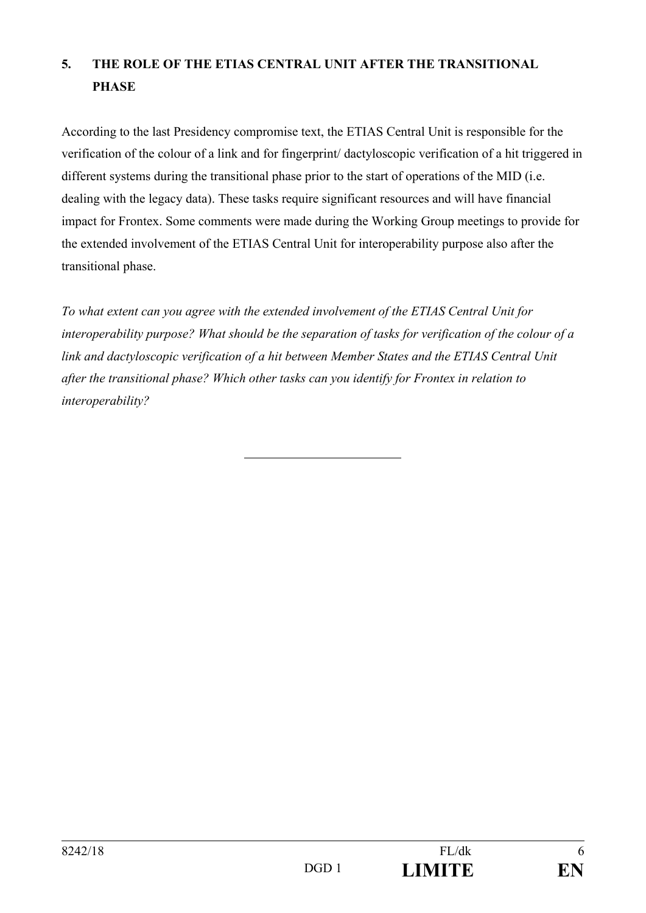## 5. THE ROLE OF THE ETIAS CENTRAL UNIT AFTER THE TRANSITIONAL PHASE

According to the last Presidency compromise text, the ETIAS Central Unit is responsible for the verification of the colour of a link and for fingerprint/ dactyloscopic verification of a hit triggered in different systems during the transitional phase prior to the start of operations of the MID (i.e. dealing with the legacy data). These tasks require significant resources and will have financial impact for Frontex. Some comments were made during the Working Group meetings to provide for the extended involvement of the ETIAS Central Unit for interoperability purpose also after the transitional phase.

*To what extent can you agree with the extended involvement of the ETIAS Central Unit for interoperability purpose? What should be the separation of tasks for verification of the colour of a link and dactyloscopic verification of a hit between Member States and the ETIAS Central Unit after the transitional phase? Which other tasks can you identify for Frontex in relation to interoperability?*

---